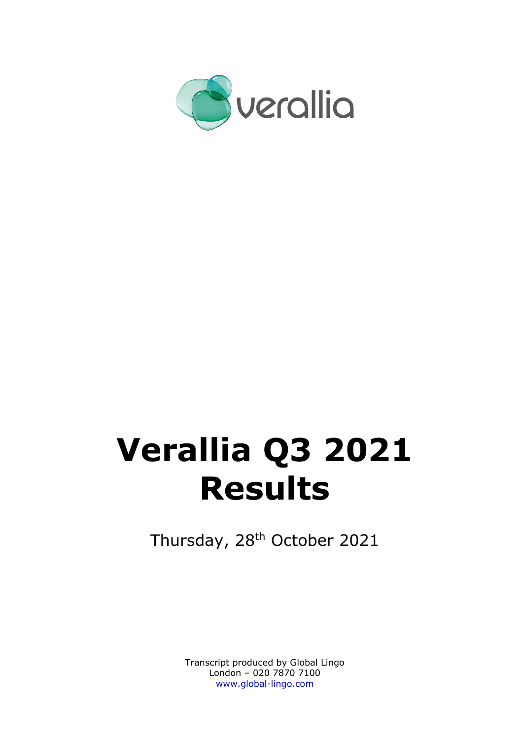verallia

# Verallia Q3 2021 Results

Thursday, 28th October 2021

Transcript produced by Global Lingo
London – 020 7870 7100
www.global-lingo.com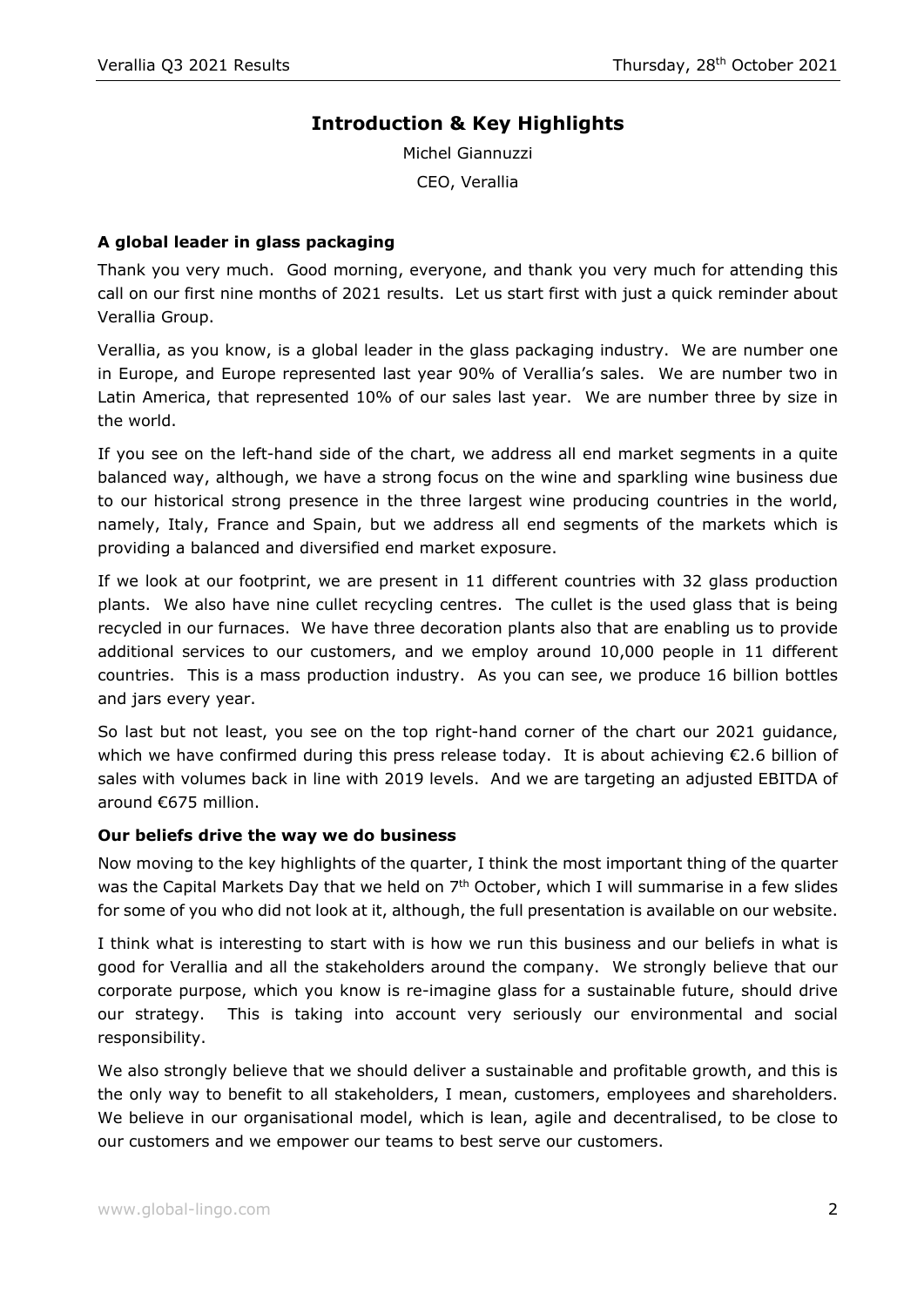## Introduction & Key Highlights

Michel Giannuzzi

CEO, Verallia

### A global leader in glass packaging

Thank you very much. Good morning, everyone, and thank you very much for attending this call on our first nine months of 2021 results. Let us start first with just a quick reminder about Verallia Group.

Verallia, as you know, is a global leader in the glass packaging industry. We are number one in Europe, and Europe represented last year 90% of Verallia's sales. We are number two in Latin America, that represented 10% of our sales last year. We are number three by size in the world.

If you see on the left-hand side of the chart, we address all end market segments in a quite balanced way, although, we have a strong focus on the wine and sparkling wine business due to our historical strong presence in the three largest wine producing countries in the world, namely, Italy, France and Spain, but we address all end segments of the markets which is providing a balanced and diversified end market exposure.

If we look at our footprint, we are present in 11 different countries with 32 glass production plants. We also have nine cullet recycling centres. The cullet is the used glass that is being recycled in our furnaces. We have three decoration plants also that are enabling us to provide additional services to our customers, and we employ around 10,000 people in 11 different countries. This is a mass production industry. As you can see, we produce 16 billion bottles and jars every year.

So last but not least, you see on the top right-hand corner of the chart our 2021 guidance, which we have confirmed during this press release today. It is about achieving €2.6 billion of sales with volumes back in line with 2019 levels. And we are targeting an adjusted EBITDA of around €675 million.

### Our beliefs drive the way we do business

Now moving to the key highlights of the quarter, I think the most important thing of the quarter was the Capital Markets Day that we held on 7th October, which I will summarise in a few slides for some of you who did not look at it, although, the full presentation is available on our website.

I think what is interesting to start with is how we run this business and our beliefs in what is good for Verallia and all the stakeholders around the company. We strongly believe that our corporate purpose, which you know is re-imagine glass for a sustainable future, should drive our strategy. This is taking into account very seriously our environmental and social responsibility.

We also strongly believe that we should deliver a sustainable and profitable growth, and this is the only way to benefit to all stakeholders, I mean, customers, employees and shareholders. We believe in our organisational model, which is lean, agile and decentralised, to be close to our customers and we empower our teams to best serve our customers.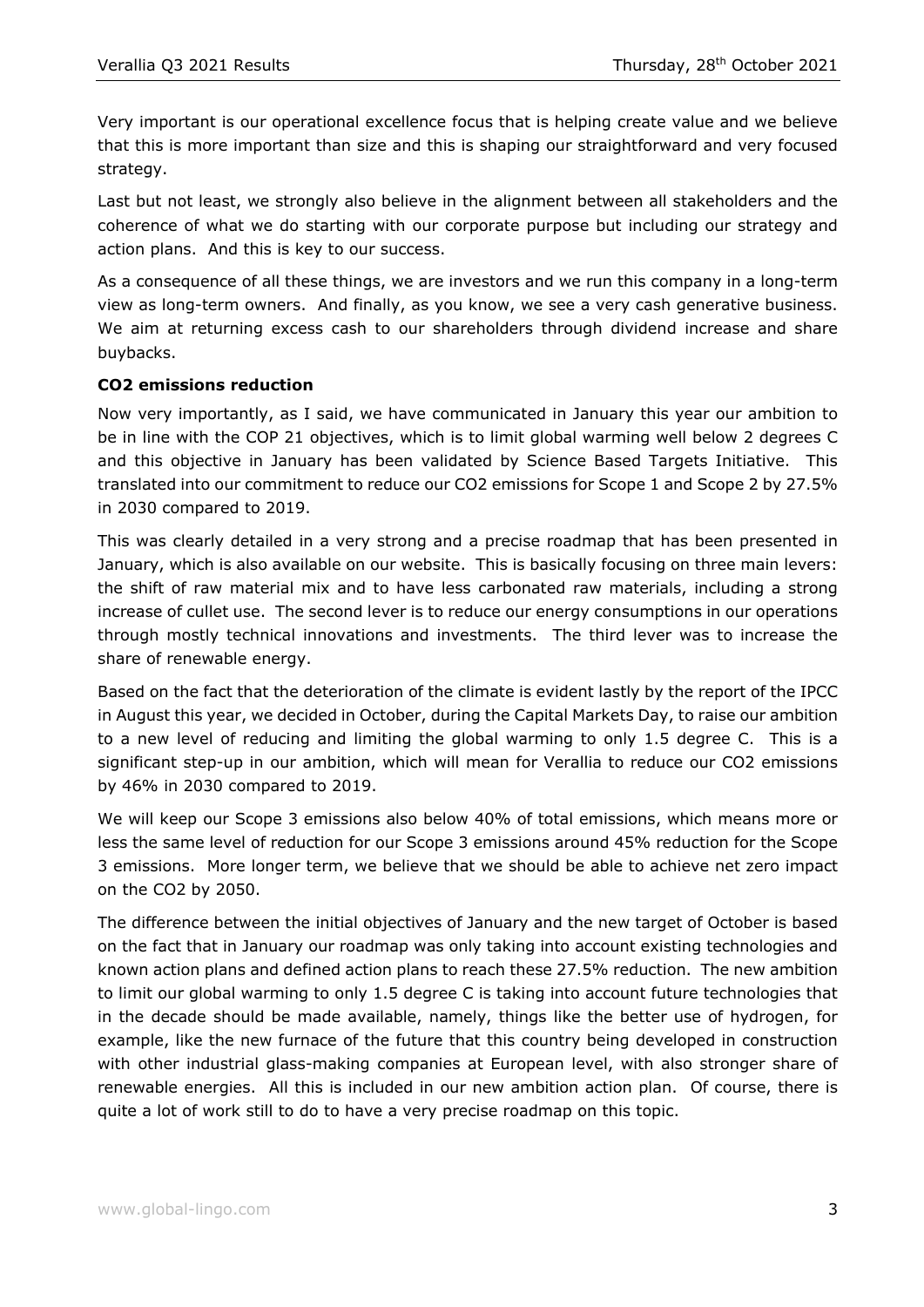Very important is our operational excellence focus that is helping create value and we believe that this is more important than size and this is shaping our straightforward and very focused strategy.

Last but not least, we strongly also believe in the alignment between all stakeholders and the coherence of what we do starting with our corporate purpose but including our strategy and action plans. And this is key to our success.

As a consequence of all these things, we are investors and we run this company in a long-term view as long-term owners. And finally, as you know, we see a very cash generative business. We aim at returning excess cash to our shareholders through dividend increase and share buybacks.

**$CO_2$ emissions reduction**

Now very importantly, as I said, we have communicated in January this year our ambition to be in line with the COP 21 objectives, which is to limit global warming well below 2 degrees C and this objective in January has been validated by Science Based Targets Initiative. This translated into our commitment to reduce our $CO_2$ emissions for Scope 1 and Scope 2 by 27.5% in 2030 compared to 2019.

This was clearly detailed in a very strong and a precise roadmap that has been presented in January, which is also available on our website. This is basically focusing on three main levers: the shift of raw material mix and to have less carbonated raw materials, including a strong increase of cullet use. The second lever is to reduce our energy consumptions in our operations through mostly technical innovations and investments. The third lever was to increase the share of renewable energy.

Based on the fact that the deterioration of the climate is evident lastly by the report of the IPCC in August this year, we decided in October, during the Capital Markets Day, to raise our ambition to a new level of reducing and limiting the global warming to only 1.5 degree C. This is a significant step-up in our ambition, which will mean for Verallia to reduce our $CO_2$ emissions by 46% in 2030 compared to 2019.

We will keep our Scope 3 emissions also below 40% of total emissions, which means more or less the same level of reduction for our Scope 3 emissions around 45% reduction for the Scope 3 emissions. More longer term, we believe that we should be able to achieve net zero impact on the $CO_2$ by 2050.

The difference between the initial objectives of January and the new target of October is based on the fact that in January our roadmap was only taking into account existing technologies and known action plans and defined action plans to reach these 27.5% reduction. The new ambition to limit our global warming to only 1.5 degree C is taking into account future technologies that in the decade should be made available, namely, things like the better use of hydrogen, for example, like the new furnace of the future that this country being developed in construction with other industrial glass-making companies at European level, with also stronger share of renewable energies. All this is included in our new ambition action plan. Of course, there is quite a lot of work still to do to have a very precise roadmap on this topic.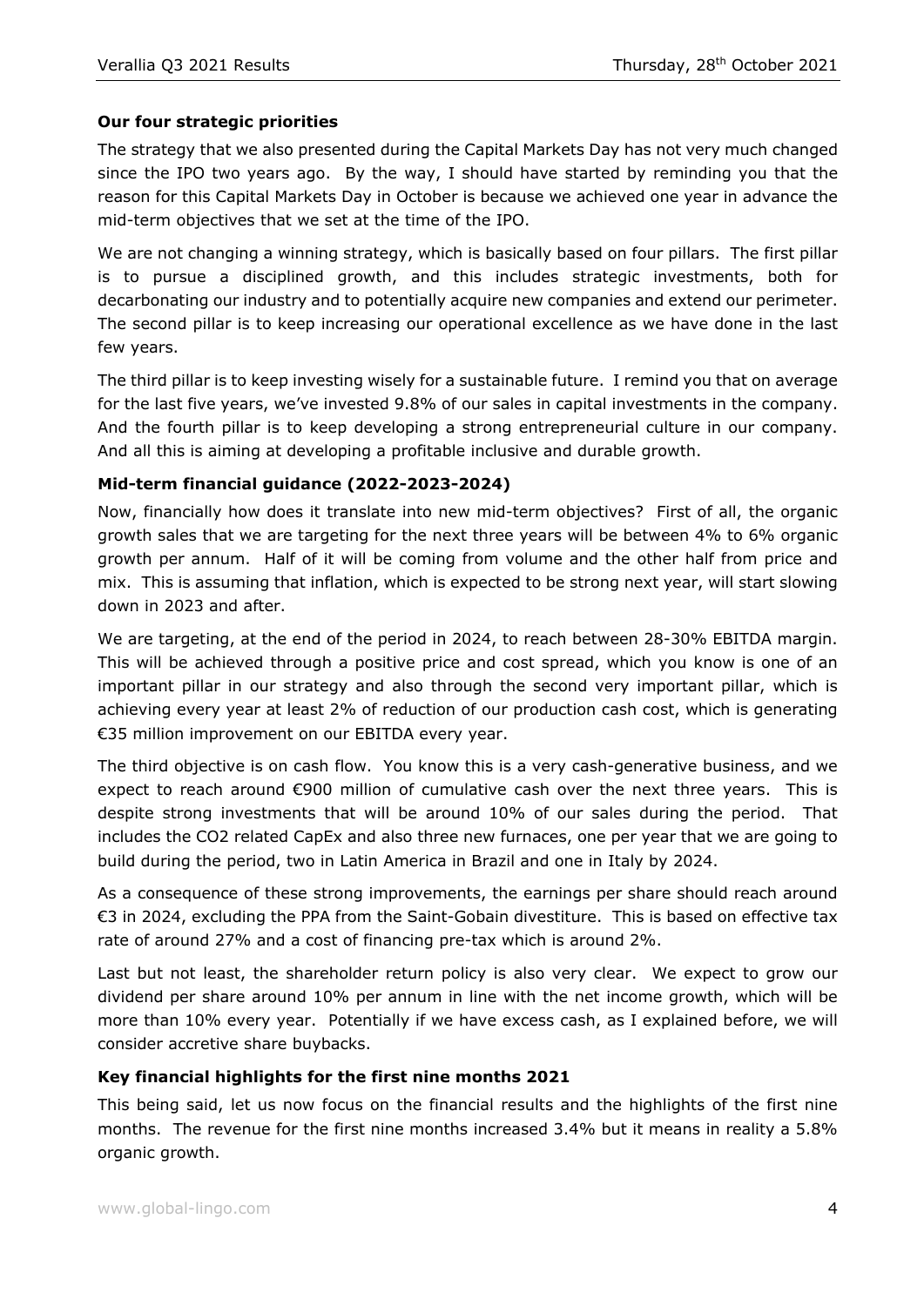**Our four strategic priorities**

The strategy that we also presented during the Capital Markets Day has not very much changed since the IPO two years ago. By the way, I should have started by reminding you that the reason for this Capital Markets Day in October is because we achieved one year in advance the mid-term objectives that we set at the time of the IPO.

We are not changing a winning strategy, which is basically based on four pillars. The first pillar is to pursue a disciplined growth, and this includes strategic investments, both for decarbonating our industry and to potentially acquire new companies and extend our perimeter. The second pillar is to keep increasing our operational excellence as we have done in the last few years.

The third pillar is to keep investing wisely for a sustainable future. I remind you that on average for the last five years, we've invested 9.8% of our sales in capital investments in the company. And the fourth pillar is to keep developing a strong entrepreneurial culture in our company. And all this is aiming at developing a profitable inclusive and durable growth.

**Mid-term financial guidance (2022-2023-2024)**

Now, financially how does it translate into new mid-term objectives? First of all, the organic growth sales that we are targeting for the next three years will be between 4% to 6% organic growth per annum. Half of it will be coming from volume and the other half from price and mix. This is assuming that inflation, which is expected to be strong next year, will start slowing down in 2023 and after.

We are targeting, at the end of the period in 2024, to reach between 28-30% EBITDA margin. This will be achieved through a positive price and cost spread, which you know is one of an important pillar in our strategy and also through the second very important pillar, which is achieving every year at least 2% of reduction of our production cash cost, which is generating €35 million improvement on our EBITDA every year.

The third objective is on cash flow. You know this is a very cash-generative business, and we expect to reach around €900 million of cumulative cash over the next three years. This is despite strong investments that will be around 10% of our sales during the period. That includes the CO2 related CapEx and also three new furnaces, one per year that we are going to build during the period, two in Latin America in Brazil and one in Italy by 2024.

As a consequence of these strong improvements, the earnings per share should reach around €3 in 2024, excluding the PPA from the Saint-Gobain divestiture. This is based on effective tax rate of around 27% and a cost of financing pre-tax which is around 2%.

Last but not least, the shareholder return policy is also very clear. We expect to grow our dividend per share around 10% per annum in line with the net income growth, which will be more than 10% every year. Potentially if we have excess cash, as I explained before, we will consider accretive share buybacks.

**Key financial highlights for the first nine months 2021**

This being said, let us now focus on the financial results and the highlights of the first nine months. The revenue for the first nine months increased 3.4% but it means in reality a 5.8% organic growth.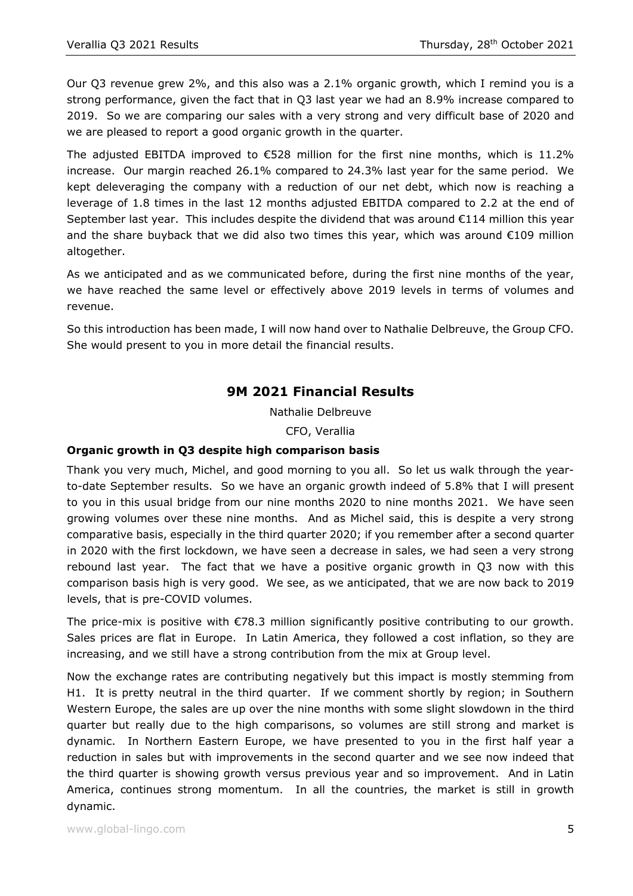Our Q3 revenue grew 2%, and this also was a 2.1% organic growth, which I remind you is a strong performance, given the fact that in Q3 last year we had an 8.9% increase compared to 2019. So we are comparing our sales with a very strong and very difficult base of 2020 and we are pleased to report a good organic growth in the quarter.

The adjusted EBITDA improved to €528 million for the first nine months, which is 11.2% increase. Our margin reached 26.1% compared to 24.3% last year for the same period. We kept deleveraging the company with a reduction of our net debt, which now is reaching a leverage of 1.8 times in the last 12 months adjusted EBITDA compared to 2.2 at the end of September last year. This includes despite the dividend that was around €114 million this year and the share buyback that we did also two times this year, which was around €109 million altogether.

As we anticipated and as we communicated before, during the first nine months of the year, we have reached the same level or effectively above 2019 levels in terms of volumes and revenue.

So this introduction has been made, I will now hand over to Nathalie Delbreuve, the Group CFO. She would present to you in more detail the financial results.

## 9M 2021 Financial Results

Nathalie Delbreuve

CFO, Verallia

### Organic growth in Q3 despite high comparison basis

Thank you very much, Michel, and good morning to you all. So let us walk through the year-to-date September results. So we have an organic growth indeed of 5.8% that I will present to you in this usual bridge from our nine months 2020 to nine months 2021. We have seen growing volumes over these nine months. And as Michel said, this is despite a very strong comparative basis, especially in the third quarter 2020; if you remember after a second quarter in 2020 with the first lockdown, we have seen a decrease in sales, we had seen a very strong rebound last year. The fact that we have a positive organic growth in Q3 now with this comparison basis high is very good. We see, as we anticipated, that we are now back to 2019 levels, that is pre-COVID volumes.

The price-mix is positive with €78.3 million significantly positive contributing to our growth. Sales prices are flat in Europe. In Latin America, they followed a cost inflation, so they are increasing, and we still have a strong contribution from the mix at Group level.

Now the exchange rates are contributing negatively but this impact is mostly stemming from H1. It is pretty neutral in the third quarter. If we comment shortly by region; in Southern Western Europe, the sales are up over the nine months with some slight slowdown in the third quarter but really due to the high comparisons, so volumes are still strong and market is dynamic. In Northern Eastern Europe, we have presented to you in the first half year a reduction in sales but with improvements in the second quarter and we see now indeed that the third quarter is showing growth versus previous year and so improvement. And in Latin America, continues strong momentum. In all the countries, the market is still in growth dynamic.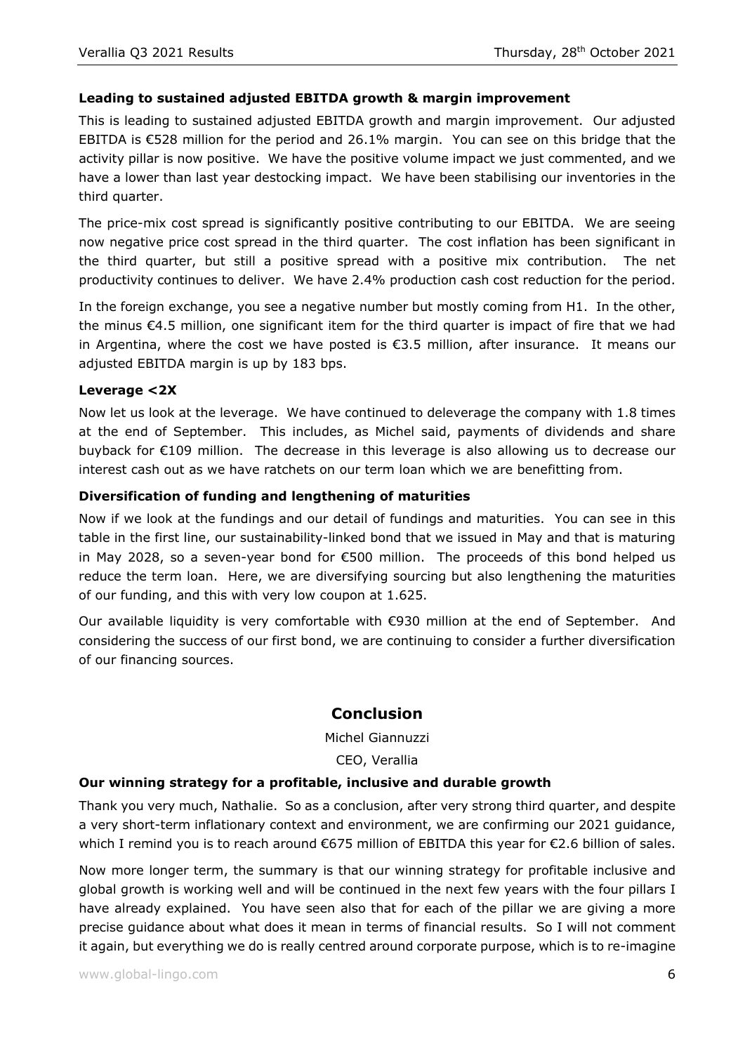**Leading to sustained adjusted EBITDA growth & margin improvement**

This is leading to sustained adjusted EBITDA growth and margin improvement. Our adjusted EBITDA is €528 million for the period and 26.1% margin. You can see on this bridge that the activity pillar is now positive. We have the positive volume impact we just commented, and we have a lower than last year destocking impact. We have been stabilising our inventories in the third quarter.

The price-mix cost spread is significantly positive contributing to our EBITDA. We are seeing now negative price cost spread in the third quarter. The cost inflation has been significant in the third quarter, but still a positive spread with a positive mix contribution. The net productivity continues to deliver. We have 2.4% production cash cost reduction for the period.

In the foreign exchange, you see a negative number but mostly coming from H1. In the other, the minus €4.5 million, one significant item for the third quarter is impact of fire that we had in Argentina, where the cost we have posted is €3.5 million, after insurance. It means our adjusted EBITDA margin is up by 183 bps.

**Leverage <2X**

Now let us look at the leverage. We have continued to deleverage the company with 1.8 times at the end of September. This includes, as Michel said, payments of dividends and share buyback for €109 million. The decrease in this leverage is also allowing us to decrease our interest cash out as we have ratchets on our term loan which we are benefitting from.

**Diversification of funding and lengthening of maturities**

Now if we look at the fundings and our detail of fundings and maturities. You can see in this table in the first line, our sustainability-linked bond that we issued in May and that is maturing in May 2028, so a seven-year bond for €500 million. The proceeds of this bond helped us reduce the term loan. Here, we are diversifying sourcing but also lengthening the maturities of our funding, and this with very low coupon at 1.625.

Our available liquidity is very comfortable with €930 million at the end of September. And considering the success of our first bond, we are continuing to consider a further diversification of our financing sources.

## Conclusion

Michel Giannuzzi

CEO, Verallia

**Our winning strategy for a profitable, inclusive and durable growth**

Thank you very much, Nathalie. So as a conclusion, after very strong third quarter, and despite a very short-term inflationary context and environment, we are confirming our 2021 guidance, which I remind you is to reach around €675 million of EBITDA this year for €2.6 billion of sales.

Now more longer term, the summary is that our winning strategy for profitable inclusive and global growth is working well and will be continued in the next few years with the four pillars I have already explained. You have seen also that for each of the pillar we are giving a more precise guidance about what does it mean in terms of financial results. So I will not comment it again, but everything we do is really centred around corporate purpose, which is to re-imagine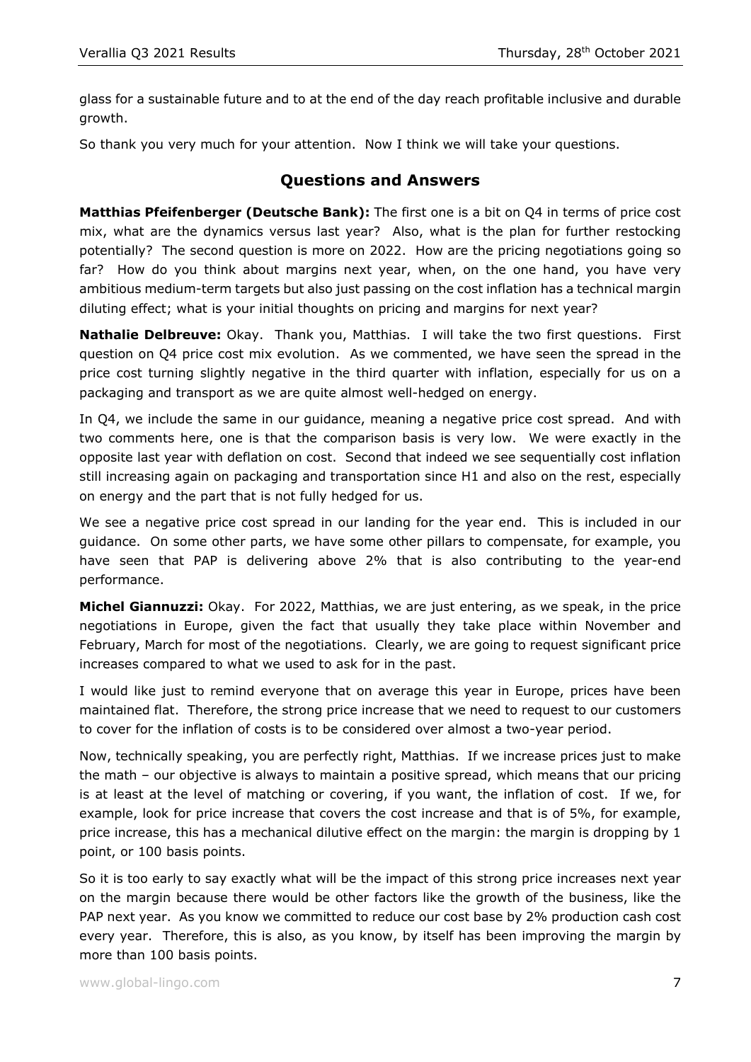glass for a sustainable future and to at the end of the day reach profitable inclusive and durable growth.

So thank you very much for your attention. Now I think we will take your questions.

## Questions and Answers

**Matthias Pfeifenberger (Deutsche Bank):** The first one is a bit on Q4 in terms of price cost mix, what are the dynamics versus last year? Also, what is the plan for further restocking potentially? The second question is more on 2022. How are the pricing negotiations going so far? How do you think about margins next year, when, on the one hand, you have very ambitious medium-term targets but also just passing on the cost inflation has a technical margin diluting effect; what is your initial thoughts on pricing and margins for next year?

**Nathalie Delbreuve:** Okay. Thank you, Matthias. I will take the two first questions. First question on Q4 price cost mix evolution. As we commented, we have seen the spread in the price cost turning slightly negative in the third quarter with inflation, especially for us on a packaging and transport as we are quite almost well-hedged on energy.

In Q4, we include the same in our guidance, meaning a negative price cost spread. And with two comments here, one is that the comparison basis is very low. We were exactly in the opposite last year with deflation on cost. Second that indeed we see sequentially cost inflation still increasing again on packaging and transportation since H1 and also on the rest, especially on energy and the part that is not fully hedged for us.

We see a negative price cost spread in our landing for the year end. This is included in our guidance. On some other parts, we have some other pillars to compensate, for example, you have seen that PAP is delivering above 2% that is also contributing to the year-end performance.

**Michel Giannuzzi:** Okay. For 2022, Matthias, we are just entering, as we speak, in the price negotiations in Europe, given the fact that usually they take place within November and February, March for most of the negotiations. Clearly, we are going to request significant price increases compared to what we used to ask for in the past.

I would like just to remind everyone that on average this year in Europe, prices have been maintained flat. Therefore, the strong price increase that we need to request to our customers to cover for the inflation of costs is to be considered over almost a two-year period.

Now, technically speaking, you are perfectly right, Matthias. If we increase prices just to make the math – our objective is always to maintain a positive spread, which means that our pricing is at least at the level of matching or covering, if you want, the inflation of cost. If we, for example, look for price increase that covers the cost increase and that is of 5%, for example, price increase, this has a mechanical dilutive effect on the margin: the margin is dropping by 1 point, or 100 basis points.

So it is too early to say exactly what will be the impact of this strong price increases next year on the margin because there would be other factors like the growth of the business, like the PAP next year. As you know we committed to reduce our cost base by 2% production cash cost every year. Therefore, this is also, as you know, by itself has been improving the margin by more than 100 basis points.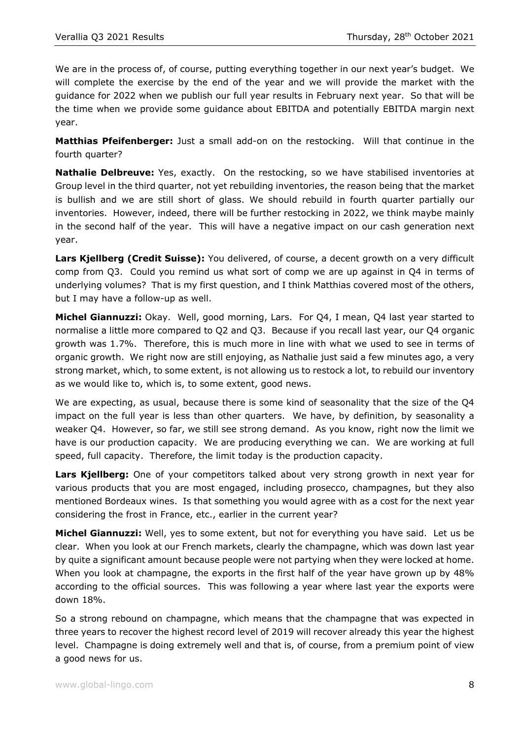We are in the process of, of course, putting everything together in our next year's budget. We will complete the exercise by the end of the year and we will provide the market with the guidance for 2022 when we publish our full year results in February next year. So that will be the time when we provide some guidance about EBITDA and potentially EBITDA margin next year.

**Matthias Pfeifenberger:** Just a small add-on on the restocking. Will that continue in the fourth quarter?

**Nathalie Delbreuve:** Yes, exactly. On the restocking, so we have stabilised inventories at Group level in the third quarter, not yet rebuilding inventories, the reason being that the market is bullish and we are still short of glass. We should rebuild in fourth quarter partially our inventories. However, indeed, there will be further restocking in 2022, we think maybe mainly in the second half of the year. This will have a negative impact on our cash generation next year.

**Lars Kjellberg (Credit Suisse):** You delivered, of course, a decent growth on a very difficult comp from Q3. Could you remind us what sort of comp we are up against in Q4 in terms of underlying volumes? That is my first question, and I think Matthias covered most of the others, but I may have a follow-up as well.

**Michel Giannuzzi:** Okay. Well, good morning, Lars. For Q4, I mean, Q4 last year started to normalise a little more compared to Q2 and Q3. Because if you recall last year, our Q4 organic growth was 1.7%. Therefore, this is much more in line with what we used to see in terms of organic growth. We right now are still enjoying, as Nathalie just said a few minutes ago, a very strong market, which, to some extent, is not allowing us to restock a lot, to rebuild our inventory as we would like to, which is, to some extent, good news.

We are expecting, as usual, because there is some kind of seasonality that the size of the Q4 impact on the full year is less than other quarters. We have, by definition, by seasonality a weaker Q4. However, so far, we still see strong demand. As you know, right now the limit we have is our production capacity. We are producing everything we can. We are working at full speed, full capacity. Therefore, the limit today is the production capacity.

**Lars Kjellberg:** One of your competitors talked about very strong growth in next year for various products that you are most engaged, including prosecco, champagnes, but they also mentioned Bordeaux wines. Is that something you would agree with as a cost for the next year considering the frost in France, etc., earlier in the current year?

**Michel Giannuzzi:** Well, yes to some extent, but not for everything you have said. Let us be clear. When you look at our French markets, clearly the champagne, which was down last year by quite a significant amount because people were not partying when they were locked at home. When you look at champagne, the exports in the first half of the year have grown up by 48% according to the official sources. This was following a year where last year the exports were down 18%.

So a strong rebound on champagne, which means that the champagne that was expected in three years to recover the highest record level of 2019 will recover already this year the highest level. Champagne is doing extremely well and that is, of course, from a premium point of view a good news for us.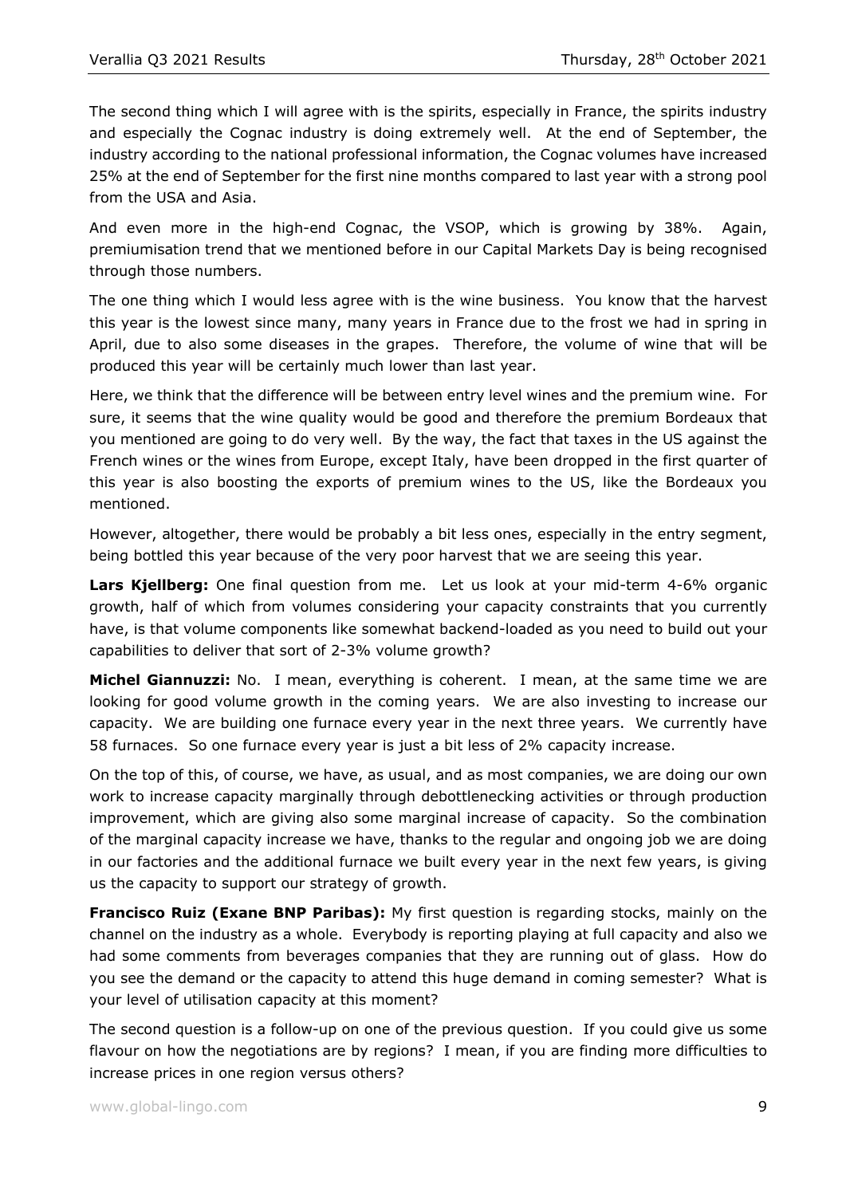The second thing which I will agree with is the spirits, especially in France, the spirits industry and especially the Cognac industry is doing extremely well. At the end of September, the industry according to the national professional information, the Cognac volumes have increased 25% at the end of September for the first nine months compared to last year with a strong pool from the USA and Asia.

And even more in the high-end Cognac, the VSOP, which is growing by 38%. Again, premiumisation trend that we mentioned before in our Capital Markets Day is being recognised through those numbers.

The one thing which I would less agree with is the wine business. You know that the harvest this year is the lowest since many, many years in France due to the frost we had in spring in April, due to also some diseases in the grapes. Therefore, the volume of wine that will be produced this year will be certainly much lower than last year.

Here, we think that the difference will be between entry level wines and the premium wine. For sure, it seems that the wine quality would be good and therefore the premium Bordeaux that you mentioned are going to do very well. By the way, the fact that taxes in the US against the French wines or the wines from Europe, except Italy, have been dropped in the first quarter of this year is also boosting the exports of premium wines to the US, like the Bordeaux you mentioned.

However, altogether, there would be probably a bit less ones, especially in the entry segment, being bottled this year because of the very poor harvest that we are seeing this year.

**Lars Kjellberg:** One final question from me. Let us look at your mid-term 4-6% organic growth, half of which from volumes considering your capacity constraints that you currently have, is that volume components like somewhat backend-loaded as you need to build out your capabilities to deliver that sort of 2-3% volume growth?

**Michel Giannuzzi:** No. I mean, everything is coherent. I mean, at the same time we are looking for good volume growth in the coming years. We are also investing to increase our capacity. We are building one furnace every year in the next three years. We currently have 58 furnaces. So one furnace every year is just a bit less of 2% capacity increase.

On the top of this, of course, we have, as usual, and as most companies, we are doing our own work to increase capacity marginally through debottlenecking activities or through production improvement, which are giving also some marginal increase of capacity. So the combination of the marginal capacity increase we have, thanks to the regular and ongoing job we are doing in our factories and the additional furnace we built every year in the next few years, is giving us the capacity to support our strategy of growth.

**Francisco Ruiz (Exane BNP Paribas):** My first question is regarding stocks, mainly on the channel on the industry as a whole. Everybody is reporting playing at full capacity and also we had some comments from beverages companies that they are running out of glass. How do you see the demand or the capacity to attend this huge demand in coming semester? What is your level of utilisation capacity at this moment?

The second question is a follow-up on one of the previous question. If you could give us some flavour on how the negotiations are by regions? I mean, if you are finding more difficulties to increase prices in one region versus others?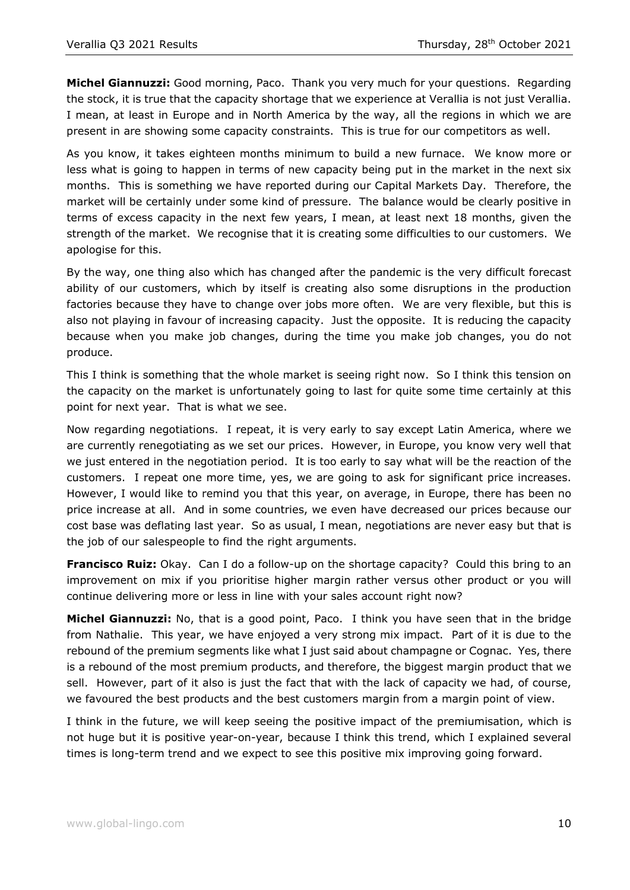**Michel Giannuzzi:** Good morning, Paco. Thank you very much for your questions. Regarding the stock, it is true that the capacity shortage that we experience at Verallia is not just Verallia. I mean, at least in Europe and in North America by the way, all the regions in which we are present in are showing some capacity constraints. This is true for our competitors as well.

As you know, it takes eighteen months minimum to build a new furnace. We know more or less what is going to happen in terms of new capacity being put in the market in the next six months. This is something we have reported during our Capital Markets Day. Therefore, the market will be certainly under some kind of pressure. The balance would be clearly positive in terms of excess capacity in the next few years, I mean, at least next 18 months, given the strength of the market. We recognise that it is creating some difficulties to our customers. We apologise for this.

By the way, one thing also which has changed after the pandemic is the very difficult forecast ability of our customers, which by itself is creating also some disruptions in the production factories because they have to change over jobs more often. We are very flexible, but this is also not playing in favour of increasing capacity. Just the opposite. It is reducing the capacity because when you make job changes, during the time you make job changes, you do not produce.

This I think is something that the whole market is seeing right now. So I think this tension on the capacity on the market is unfortunately going to last for quite some time certainly at this point for next year. That is what we see.

Now regarding negotiations. I repeat, it is very early to say except Latin America, where we are currently renegotiating as we set our prices. However, in Europe, you know very well that we just entered in the negotiation period. It is too early to say what will be the reaction of the customers. I repeat one more time, yes, we are going to ask for significant price increases. However, I would like to remind you that this year, on average, in Europe, there has been no price increase at all. And in some countries, we even have decreased our prices because our cost base was deflating last year. So as usual, I mean, negotiations are never easy but that is the job of our salespeople to find the right arguments.

**Francisco Ruiz:** Okay. Can I do a follow-up on the shortage capacity? Could this bring to an improvement on mix if you prioritise higher margin rather versus other product or you will continue delivering more or less in line with your sales account right now?

**Michel Giannuzzi:** No, that is a good point, Paco. I think you have seen that in the bridge from Nathalie. This year, we have enjoyed a very strong mix impact. Part of it is due to the rebound of the premium segments like what I just said about champagne or Cognac. Yes, there is a rebound of the most premium products, and therefore, the biggest margin product that we sell. However, part of it also is just the fact that with the lack of capacity we had, of course, we favoured the best products and the best customers margin from a margin point of view.

I think in the future, we will keep seeing the positive impact of the premiumisation, which is not huge but it is positive year-on-year, because I think this trend, which I explained several times is long-term trend and we expect to see this positive mix improving going forward.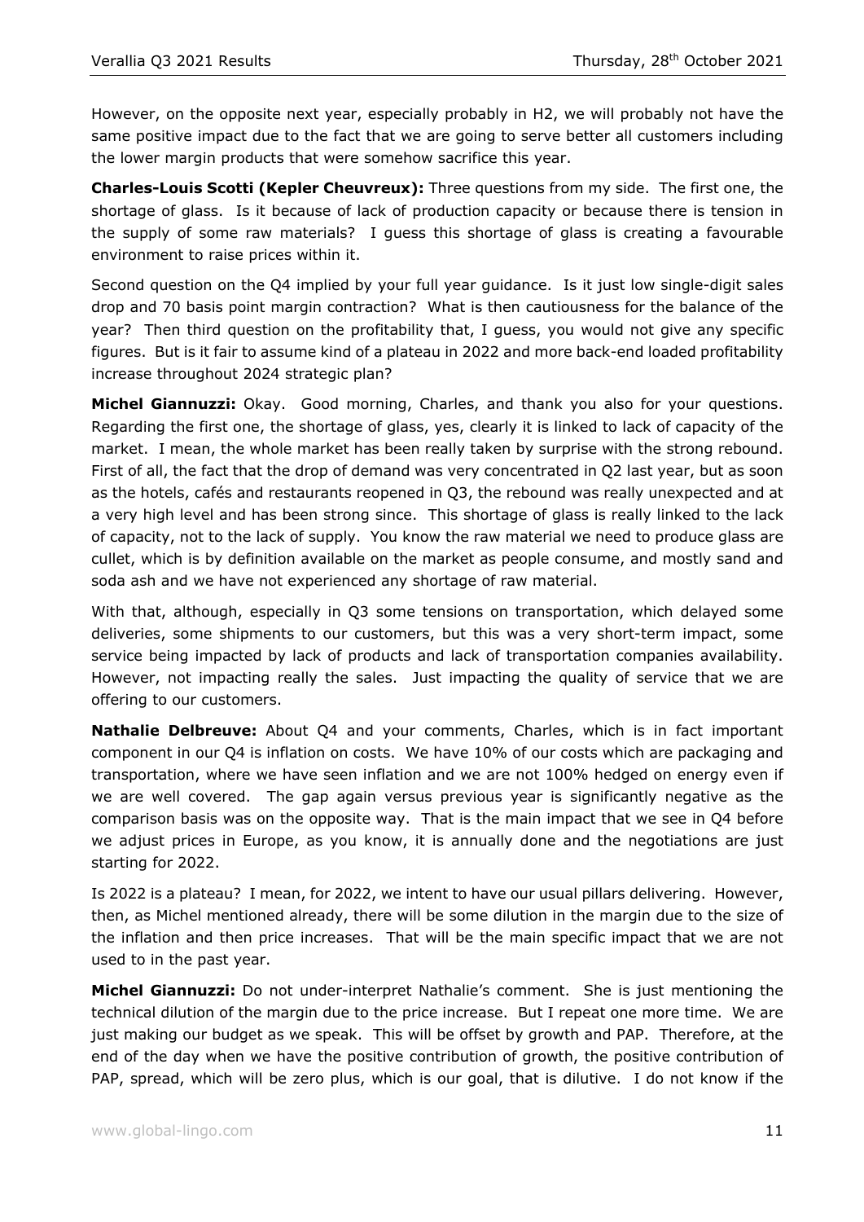However, on the opposite next year, especially probably in H2, we will probably not have the same positive impact due to the fact that we are going to serve better all customers including the lower margin products that were somehow sacrifice this year.

**Charles-Louis Scotti (Kepler Cheuvreux):** Three questions from my side. The first one, the shortage of glass. Is it because of lack of production capacity or because there is tension in the supply of some raw materials? I guess this shortage of glass is creating a favourable environment to raise prices within it.

Second question on the Q4 implied by your full year guidance. Is it just low single-digit sales drop and 70 basis point margin contraction? What is then cautiousness for the balance of the year? Then third question on the profitability that, I guess, you would not give any specific figures. But is it fair to assume kind of a plateau in 2022 and more back-end loaded profitability increase throughout 2024 strategic plan?

**Michel Giannuzzi:** Okay. Good morning, Charles, and thank you also for your questions. Regarding the first one, the shortage of glass, yes, clearly it is linked to lack of capacity of the market. I mean, the whole market has been really taken by surprise with the strong rebound. First of all, the fact that the drop of demand was very concentrated in Q2 last year, but as soon as the hotels, cafés and restaurants reopened in Q3, the rebound was really unexpected and at a very high level and has been strong since. This shortage of glass is really linked to the lack of capacity, not to the lack of supply. You know the raw material we need to produce glass are cullet, which is by definition available on the market as people consume, and mostly sand and soda ash and we have not experienced any shortage of raw material.

With that, although, especially in Q3 some tensions on transportation, which delayed some deliveries, some shipments to our customers, but this was a very short-term impact, some service being impacted by lack of products and lack of transportation companies availability. However, not impacting really the sales. Just impacting the quality of service that we are offering to our customers.

**Nathalie Delbreuve:** About Q4 and your comments, Charles, which is in fact important component in our Q4 is inflation on costs. We have 10% of our costs which are packaging and transportation, where we have seen inflation and we are not 100% hedged on energy even if we are well covered. The gap again versus previous year is significantly negative as the comparison basis was on the opposite way. That is the main impact that we see in Q4 before we adjust prices in Europe, as you know, it is annually done and the negotiations are just starting for 2022.

Is 2022 is a plateau? I mean, for 2022, we intent to have our usual pillars delivering. However, then, as Michel mentioned already, there will be some dilution in the margin due to the size of the inflation and then price increases. That will be the main specific impact that we are not used to in the past year.

**Michel Giannuzzi:** Do not under-interpret Nathalie's comment. She is just mentioning the technical dilution of the margin due to the price increase. But I repeat one more time. We are just making our budget as we speak. This will be offset by growth and PAP. Therefore, at the end of the day when we have the positive contribution of growth, the positive contribution of PAP, spread, which will be zero plus, which is our goal, that is dilutive. I do not know if the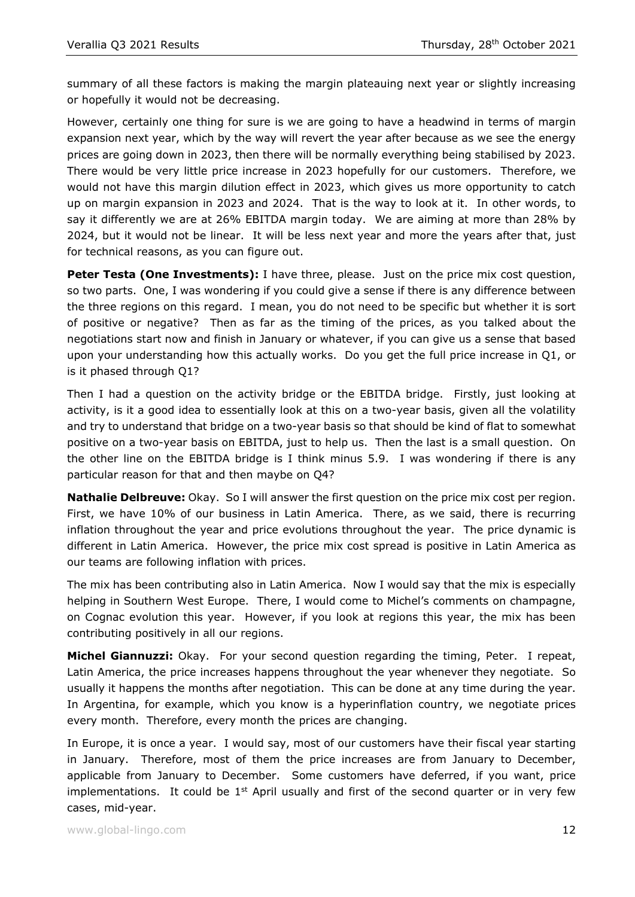summary of all these factors is making the margin plateauing next year or slightly increasing or hopefully it would not be decreasing.

However, certainly one thing for sure is we are going to have a headwind in terms of margin expansion next year, which by the way will revert the year after because as we see the energy prices are going down in 2023, then there will be normally everything being stabilised by 2023. There would be very little price increase in 2023 hopefully for our customers. Therefore, we would not have this margin dilution effect in 2023, which gives us more opportunity to catch up on margin expansion in 2023 and 2024. That is the way to look at it. In other words, to say it differently we are at 26% EBITDA margin today. We are aiming at more than 28% by 2024, but it would not be linear. It will be less next year and more the years after that, just for technical reasons, as you can figure out.

**Peter Testa (One Investments):** I have three, please. Just on the price mix cost question, so two parts. One, I was wondering if you could give a sense if there is any difference between the three regions on this regard. I mean, you do not need to be specific but whether it is sort of positive or negative? Then as far as the timing of the prices, as you talked about the negotiations start now and finish in January or whatever, if you can give us a sense that based upon your understanding how this actually works. Do you get the full price increase in Q1, or is it phased through Q1?

Then I had a question on the activity bridge or the EBITDA bridge. Firstly, just looking at activity, is it a good idea to essentially look at this on a two-year basis, given all the volatility and try to understand that bridge on a two-year basis so that should be kind of flat to somewhat positive on a two-year basis on EBITDA, just to help us. Then the last is a small question. On the other line on the EBITDA bridge is I think minus 5.9. I was wondering if there is any particular reason for that and then maybe on Q4?

**Nathalie Delbreuve:** Okay. So I will answer the first question on the price mix cost per region. First, we have 10% of our business in Latin America. There, as we said, there is recurring inflation throughout the year and price evolutions throughout the year. The price dynamic is different in Latin America. However, the price mix cost spread is positive in Latin America as our teams are following inflation with prices.

The mix has been contributing also in Latin America. Now I would say that the mix is especially helping in Southern West Europe. There, I would come to Michel's comments on champagne, on Cognac evolution this year. However, if you look at regions this year, the mix has been contributing positively in all our regions.

**Michel Giannuzzi:** Okay. For your second question regarding the timing, Peter. I repeat, Latin America, the price increases happens throughout the year whenever they negotiate. So usually it happens the months after negotiation. This can be done at any time during the year. In Argentina, for example, which you know is a hyperinflation country, we negotiate prices every month. Therefore, every month the prices are changing.

In Europe, it is once a year. I would say, most of our customers have their fiscal year starting in January. Therefore, most of them the price increases are from January to December, applicable from January to December. Some customers have deferred, if you want, price implementations. It could be 1st April usually and first of the second quarter or in very few cases, mid-year.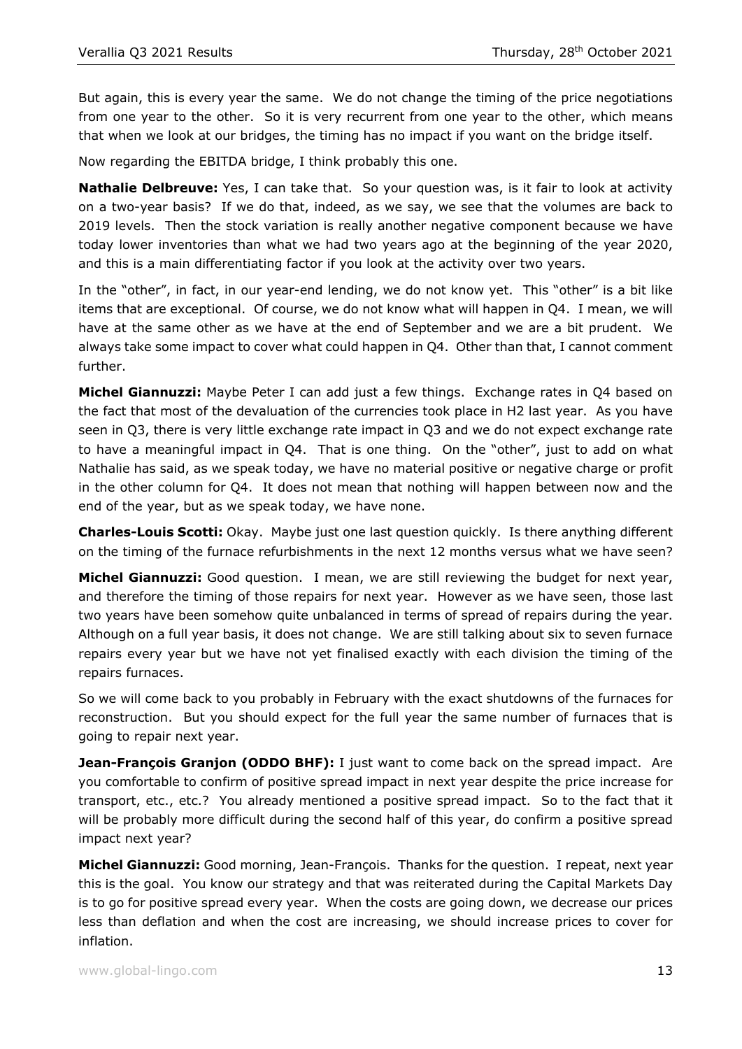But again, this is every year the same. We do not change the timing of the price negotiations from one year to the other. So it is very recurrent from one year to the other, which means that when we look at our bridges, the timing has no impact if you want on the bridge itself.

Now regarding the EBITDA bridge, I think probably this one.

**Nathalie Delbreuve:** Yes, I can take that. So your question was, is it fair to look at activity on a two-year basis? If we do that, indeed, as we say, we see that the volumes are back to 2019 levels. Then the stock variation is really another negative component because we have today lower inventories than what we had two years ago at the beginning of the year 2020, and this is a main differentiating factor if you look at the activity over two years.

In the "other", in fact, in our year-end lending, we do not know yet. This "other" is a bit like items that are exceptional. Of course, we do not know what will happen in Q4. I mean, we will have at the same other as we have at the end of September and we are a bit prudent. We always take some impact to cover what could happen in Q4. Other than that, I cannot comment further.

**Michel Giannuzzi:** Maybe Peter I can add just a few things. Exchange rates in Q4 based on the fact that most of the devaluation of the currencies took place in H2 last year. As you have seen in Q3, there is very little exchange rate impact in Q3 and we do not expect exchange rate to have a meaningful impact in Q4. That is one thing. On the "other", just to add on what Nathalie has said, as we speak today, we have no material positive or negative charge or profit in the other column for Q4. It does not mean that nothing will happen between now and the end of the year, but as we speak today, we have none.

**Charles-Louis Scotti:** Okay. Maybe just one last question quickly. Is there anything different on the timing of the furnace refurbishments in the next 12 months versus what we have seen?

**Michel Giannuzzi:** Good question. I mean, we are still reviewing the budget for next year, and therefore the timing of those repairs for next year. However as we have seen, those last two years have been somehow quite unbalanced in terms of spread of repairs during the year. Although on a full year basis, it does not change. We are still talking about six to seven furnace repairs every year but we have not yet finalised exactly with each division the timing of the repairs furnaces.

So we will come back to you probably in February with the exact shutdowns of the furnaces for reconstruction. But you should expect for the full year the same number of furnaces that is going to repair next year.

**Jean-François Granjon (ODDO BHF):** I just want to come back on the spread impact. Are you comfortable to confirm of positive spread impact in next year despite the price increase for transport, etc., etc.? You already mentioned a positive spread impact. So to the fact that it will be probably more difficult during the second half of this year, do confirm a positive spread impact next year?

**Michel Giannuzzi:** Good morning, Jean-François. Thanks for the question. I repeat, next year this is the goal. You know our strategy and that was reiterated during the Capital Markets Day is to go for positive spread every year. When the costs are going down, we decrease our prices less than deflation and when the cost are increasing, we should increase prices to cover for inflation.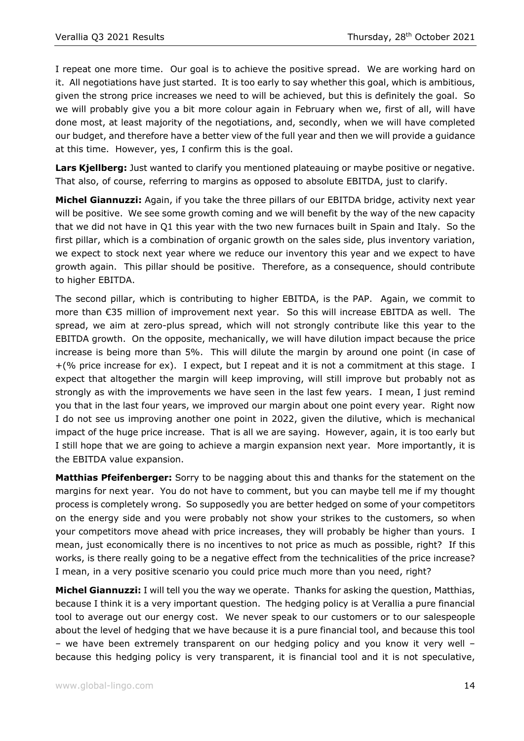I repeat one more time. Our goal is to achieve the positive spread. We are working hard on it. All negotiations have just started. It is too early to say whether this goal, which is ambitious, given the strong price increases we need to will be achieved, but this is definitely the goal. So we will probably give you a bit more colour again in February when we, first of all, will have done most, at least majority of the negotiations, and, secondly, when we will have completed our budget, and therefore have a better view of the full year and then we will provide a guidance at this time. However, yes, I confirm this is the goal.

**Lars Kjellberg:** Just wanted to clarify you mentioned plateauing or maybe positive or negative. That also, of course, referring to margins as opposed to absolute EBITDA, just to clarify.

**Michel Giannuzzi:** Again, if you take the three pillars of our EBITDA bridge, activity next year will be positive. We see some growth coming and we will benefit by the way of the new capacity that we did not have in Q1 this year with the two new furnaces built in Spain and Italy. So the first pillar, which is a combination of organic growth on the sales side, plus inventory variation, we expect to stock next year where we reduce our inventory this year and we expect to have growth again. This pillar should be positive. Therefore, as a consequence, should contribute to higher EBITDA.

The second pillar, which is contributing to higher EBITDA, is the PAP. Again, we commit to more than €35 million of improvement next year. So this will increase EBITDA as well. The spread, we aim at zero-plus spread, which will not strongly contribute like this year to the EBITDA growth. On the opposite, mechanically, we will have dilution impact because the price increase is being more than 5%. This will dilute the margin by around one point (in case of +(% price increase for ex). I expect, but I repeat and it is not a commitment at this stage. I expect that altogether the margin will keep improving, will still improve but probably not as strongly as with the improvements we have seen in the last few years. I mean, I just remind you that in the last four years, we improved our margin about one point every year. Right now I do not see us improving another one point in 2022, given the dilutive, which is mechanical impact of the huge price increase. That is all we are saying. However, again, it is too early but I still hope that we are going to achieve a margin expansion next year. More importantly, it is the EBITDA value expansion.

**Matthias Pfeifenberger:** Sorry to be nagging about this and thanks for the statement on the margins for next year. You do not have to comment, but you can maybe tell me if my thought process is completely wrong. So supposedly you are better hedged on some of your competitors on the energy side and you were probably not show your strikes to the customers, so when your competitors move ahead with price increases, they will probably be higher than yours. I mean, just economically there is no incentives to not price as much as possible, right? If this works, is there really going to be a negative effect from the technicalities of the price increase? I mean, in a very positive scenario you could price much more than you need, right?

**Michel Giannuzzi:** I will tell you the way we operate. Thanks for asking the question, Matthias, because I think it is a very important question. The hedging policy is at Verallia a pure financial tool to average out our energy cost. We never speak to our customers or to our salespeople about the level of hedging that we have because it is a pure financial tool, and because this tool – we have been extremely transparent on our hedging policy and you know it very well – because this hedging policy is very transparent, it is financial tool and it is not speculative,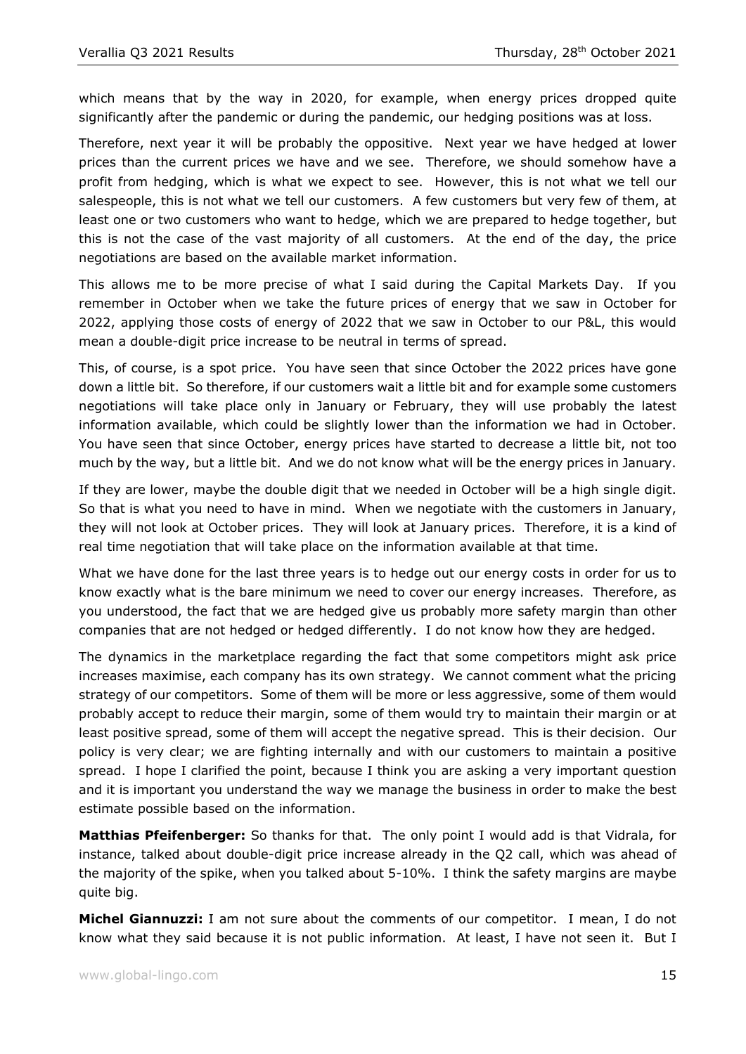which means that by the way in 2020, for example, when energy prices dropped quite significantly after the pandemic or during the pandemic, our hedging positions was at loss.

Therefore, next year it will be probably the oppositive. Next year we have hedged at lower prices than the current prices we have and we see. Therefore, we should somehow have a profit from hedging, which is what we expect to see. However, this is not what we tell our salespeople, this is not what we tell our customers. A few customers but very few of them, at least one or two customers who want to hedge, which we are prepared to hedge together, but this is not the case of the vast majority of all customers. At the end of the day, the price negotiations are based on the available market information.

This allows me to be more precise of what I said during the Capital Markets Day. If you remember in October when we take the future prices of energy that we saw in October for 2022, applying those costs of energy of 2022 that we saw in October to our P&L, this would mean a double-digit price increase to be neutral in terms of spread.

This, of course, is a spot price. You have seen that since October the 2022 prices have gone down a little bit. So therefore, if our customers wait a little bit and for example some customers negotiations will take place only in January or February, they will use probably the latest information available, which could be slightly lower than the information we had in October. You have seen that since October, energy prices have started to decrease a little bit, not too much by the way, but a little bit. And we do not know what will be the energy prices in January.

If they are lower, maybe the double digit that we needed in October will be a high single digit. So that is what you need to have in mind. When we negotiate with the customers in January, they will not look at October prices. They will look at January prices. Therefore, it is a kind of real time negotiation that will take place on the information available at that time.

What we have done for the last three years is to hedge out our energy costs in order for us to know exactly what is the bare minimum we need to cover our energy increases. Therefore, as you understood, the fact that we are hedged give us probably more safety margin than other companies that are not hedged or hedged differently. I do not know how they are hedged.

The dynamics in the marketplace regarding the fact that some competitors might ask price increases maximise, each company has its own strategy. We cannot comment what the pricing strategy of our competitors. Some of them will be more or less aggressive, some of them would probably accept to reduce their margin, some of them would try to maintain their margin or at least positive spread, some of them will accept the negative spread. This is their decision. Our policy is very clear; we are fighting internally and with our customers to maintain a positive spread. I hope I clarified the point, because I think you are asking a very important question and it is important you understand the way we manage the business in order to make the best estimate possible based on the information.

**Matthias Pfeifenberger:** So thanks for that. The only point I would add is that Vidrala, for instance, talked about double-digit price increase already in the Q2 call, which was ahead of the majority of the spike, when you talked about 5-10%. I think the safety margins are maybe quite big.

**Michel Giannuzzi:** I am not sure about the comments of our competitor. I mean, I do not know what they said because it is not public information. At least, I have not seen it. But I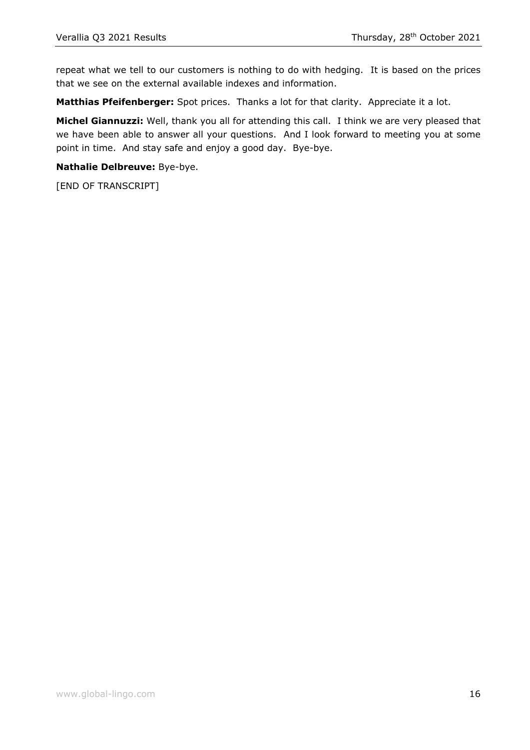repeat what we tell to our customers is nothing to do with hedging. It is based on the prices that we see on the external available indexes and information.

**Matthias Pfeifenberger:** Spot prices. Thanks a lot for that clarity. Appreciate it a lot.

**Michel Giannuzzi:** Well, thank you all for attending this call. I think we are very pleased that we have been able to answer all your questions. And I look forward to meeting you at some point in time. And stay safe and enjoy a good day. Bye-bye.

**Nathalie Delbreuve:** Bye-bye.

[END OF TRANSCRIPT]